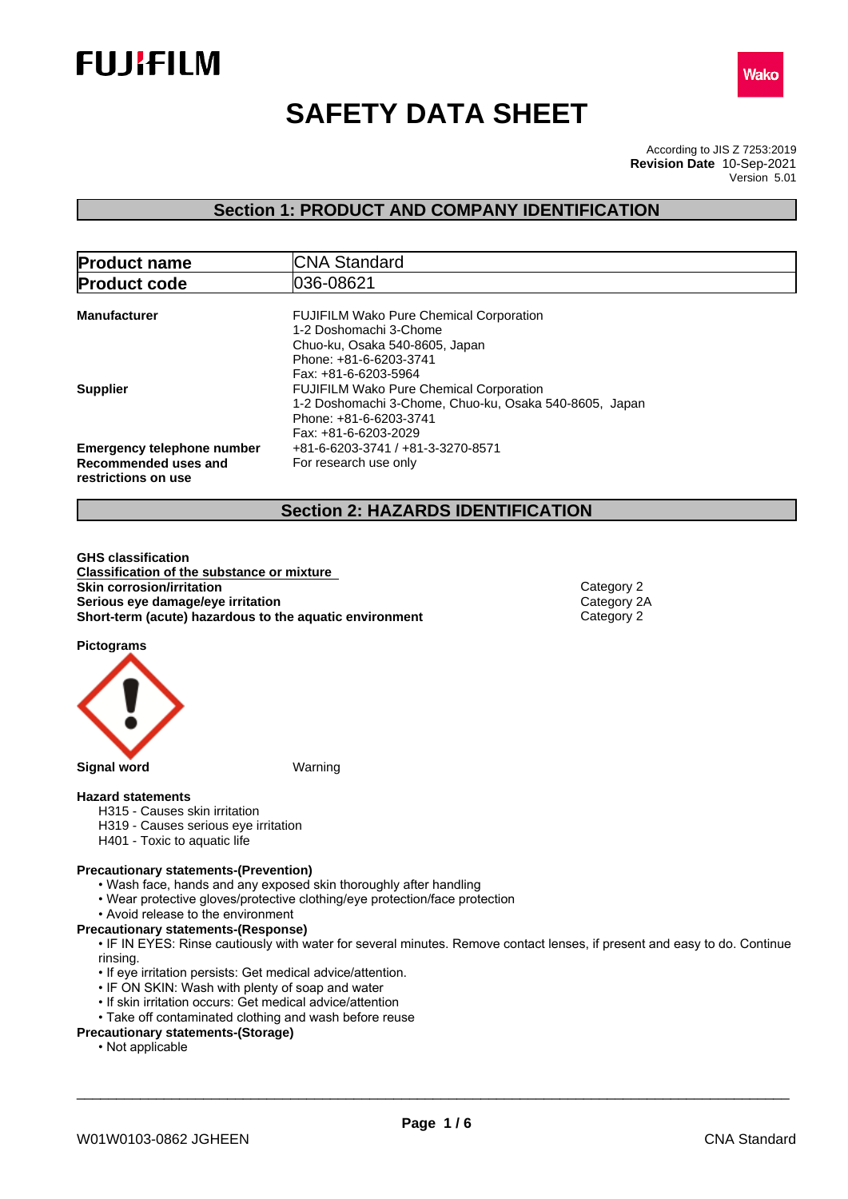# SAFETY DATA SHEET

According to JIS Z 7253:2019
**Revision Date** 10-Sep-2021
Version 5.01

## Section 1: PRODUCT AND COMPANY IDENTIFICATION

| **Product name** | CNA Standard |
|---|---|
| **Product code** | 036-08621 |

**Manufacturer**
FUJIFILM Wako Pure Chemical Corporation
1-2 Doshomachi 3-Chome
Chuo-ku, Osaka 540-8605, Japan
Phone: +81-6-6203-3741
Fax: +81-6-6203-5964

**Supplier**
FUJIFILM Wako Pure Chemical Corporation
1-2 Doshomachi 3-Chome, Chuo-ku, Osaka 540-8605, Japan
Phone: +81-6-6203-3741
Fax: +81-6-6203-2029

**Emergency telephone number** +81-6-6203-3741 / +81-3-3270-8571

**Recommended uses and restrictions on use** For research use only

## Section 2: HAZARDS IDENTIFICATION

**GHS classification**

**Classification of the substance or mixture**

| | |
|---|---|
| **Skin corrosion/irritation** | Category 2 |
| **Serious eye damage/eye irritation** | Category 2A |
| **Short-term (acute) hazardous to the aquatic environment** | Category 2 |

**Pictograms**

**Signal word** Warning

**Hazard statements**

H315 - Causes skin irritation
H319 - Causes serious eye irritation
H401 - Toxic to aquatic life

**Precautionary statements-(Prevention)**

- Wash face, hands and any exposed skin thoroughly after handling
- Wear protective gloves/protective clothing/eye protection/face protection
- Avoid release to the environment

**Precautionary statements-(Response)**

- IF IN EYES: Rinse cautiously with water for several minutes. Remove contact lenses, if present and easy to do. Continue rinsing.
- If eye irritation persists: Get medical advice/attention.
- IF ON SKIN: Wash with plenty of soap and water
- If skin irritation occurs: Get medical advice/attention
- Take off contaminated clothing and wash before reuse

**Precautionary statements-(Storage)**

- Not applicable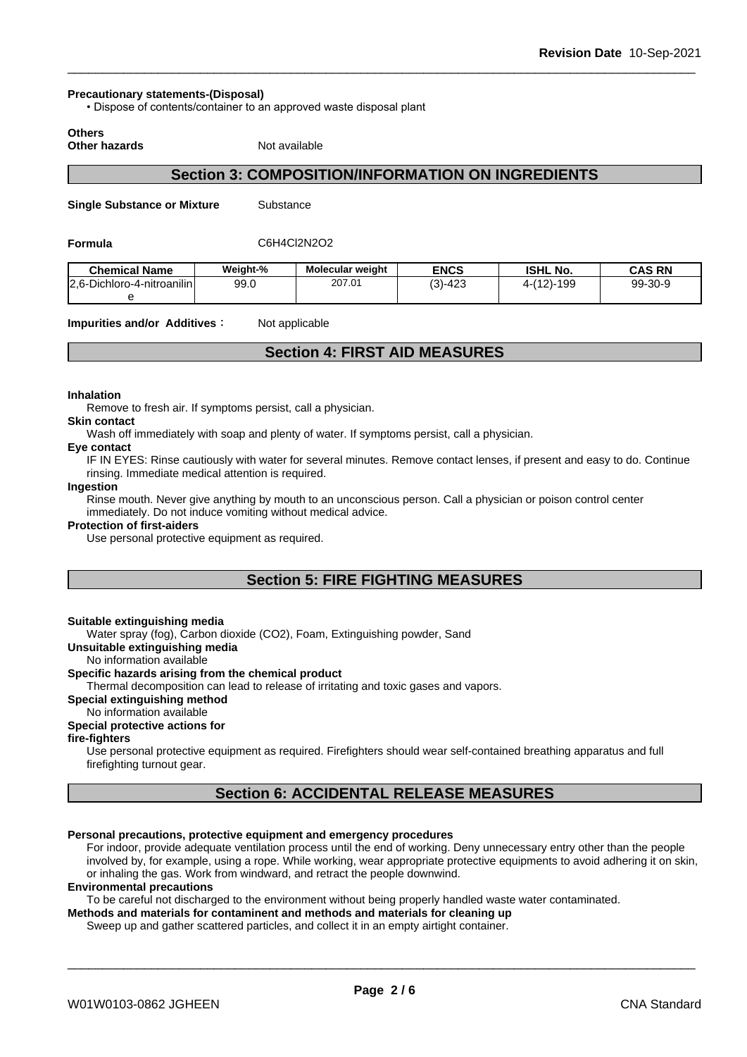**Precautionary statements-(Disposal)**

- Dispose of contents/container to an approved waste disposal plant

**Others**

**Other hazards** Not available

## Section 3: COMPOSITION/INFORMATION ON INGREDIENTS

**Single Substance or Mixture** Substance

**Formula** $C_6H_4Cl_2N_2O_2$

| Chemical Name | Weight-% | Molecular weight | ENCS | ISHL No. | CAS RN |
|---|---|---|---|---|---|
| 2,6-Dichloro-4-nitroaniline | 99.0 | 207.01 | (3)-423 | 4-(12)-199 | 99-30-9 |

**Impurities and/or Additives**： Not applicable

## Section 4: FIRST AID MEASURES

**Inhalation**

Remove to fresh air. If symptoms persist, call a physician.

**Skin contact**

Wash off immediately with soap and plenty of water. If symptoms persist, call a physician.

**Eye contact**

IF IN EYES: Rinse cautiously with water for several minutes. Remove contact lenses, if present and easy to do. Continue rinsing. Immediate medical attention is required.

**Ingestion**

Rinse mouth. Never give anything by mouth to an unconscious person. Call a physician or poison control center immediately. Do not induce vomiting without medical advice.

**Protection of first-aiders**

Use personal protective equipment as required.

## Section 5: FIRE FIGHTING MEASURES

**Suitable extinguishing media**

Water spray (fog), Carbon dioxide ($CO_2$), Foam, Extinguishing powder, Sand

**Unsuitable extinguishing media**

No information available

**Specific hazards arising from the chemical product**

Thermal decomposition can lead to release of irritating and toxic gases and vapors.

**Special extinguishing method**

No information available

**Special protective actions for fire-fighters**

Use personal protective equipment as required. Firefighters should wear self-contained breathing apparatus and full firefighting turnout gear.

## Section 6: ACCIDENTAL RELEASE MEASURES

**Personal precautions, protective equipment and emergency procedures**

For indoor, provide adequate ventilation process until the end of working. Deny unnecessary entry other than the people involved by, for example, using a rope. While working, wear appropriate protective equipments to avoid adhering it on skin, or inhaling the gas. Work from windward, and retract the people downwind.

**Environmental precautions**

To be careful not discharged to the environment without being properly handled waste water contaminated.

**Methods and materials for contaminent and methods and materials for cleaning up**

Sweep up and gather scattered particles, and collect it in an empty airtight container.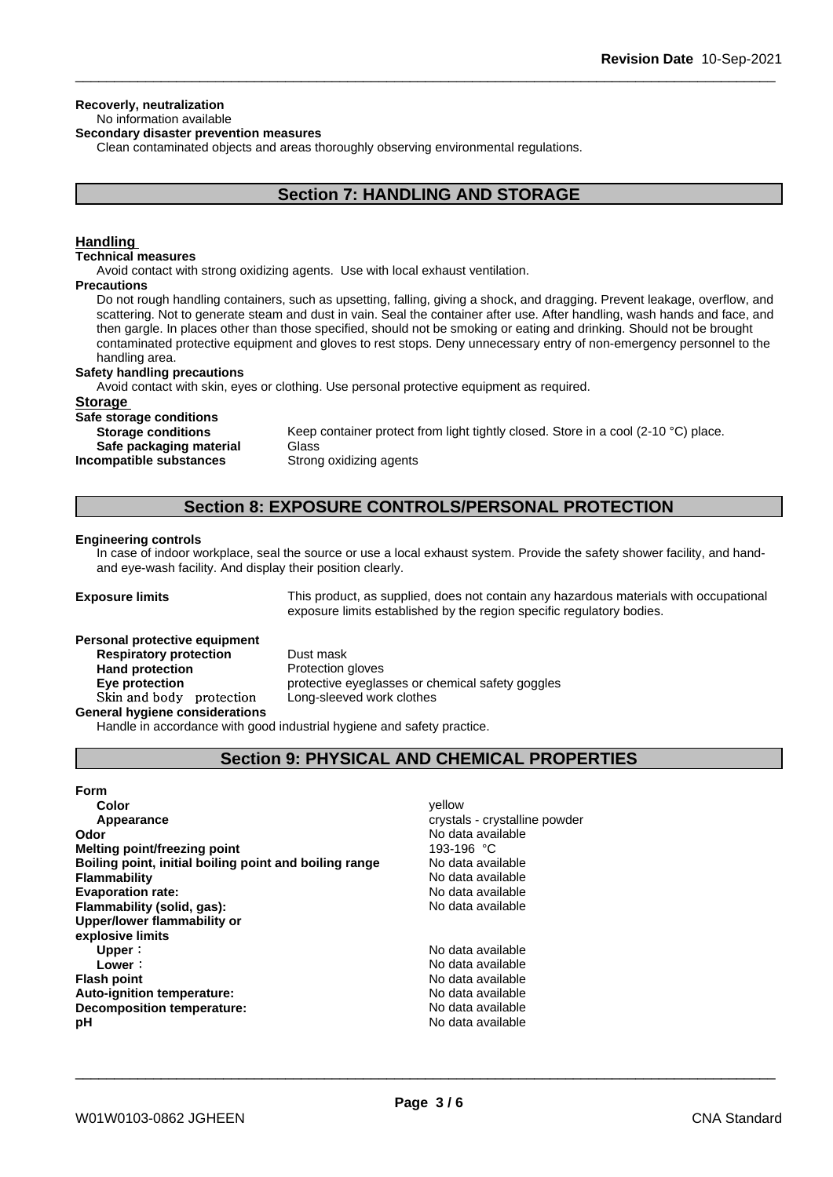**Recoverly, neutralization**

No information available

**Secondary disaster prevention measures**

Clean contaminated objects and areas thoroughly observing environmental regulations.

## Section 7: HANDLING AND STORAGE

### Handling

**Technical measures**

Avoid contact with strong oxidizing agents. Use with local exhaust ventilation.

**Precautions**

Do not rough handling containers, such as upsetting, falling, giving a shock, and dragging. Prevent leakage, overflow, and scattering. Not to generate steam and dust in vain. Seal the container after use. After handling, wash hands and face, and then gargle. In places other than those specified, should not be smoking or eating and drinking. Should not be brought contaminated protective equipment and gloves to rest stops. Deny unnecessary entry of non-emergency personnel to the handling area.

**Safety handling precautions**

Avoid contact with skin, eyes or clothing. Use personal protective equipment as required.

### Storage

**Safe storage conditions**

| | |
|---|---|
| **Storage conditions** | Keep container protect from light tightly closed. Store in a cool (2-10 °C) place. |
| **Safe packaging material** | Glass |
| **Incompatible substances** | Strong oxidizing agents |

## Section 8: EXPOSURE CONTROLS/PERSONAL PROTECTION

**Engineering controls**

In case of indoor workplace, seal the source or use a local exhaust system. Provide the safety shower facility, and hand- and eye-wash facility. And display their position clearly.

**Exposure limits** This product, as supplied, does not contain any hazardous materials with occupational exposure limits established by the region specific regulatory bodies.

**Personal protective equipment**

| | |
|---|---|
| **Respiratory protection** | Dust mask |
| **Hand protection** | Protection gloves |
| **Eye protection** | protective eyeglasses or chemical safety goggles |
| **Skin and body protection** | Long-sleeved work clothes |

**General hygiene considerations**

Handle in accordance with good industrial hygiene and safety practice.

## Section 9: PHYSICAL AND CHEMICAL PROPERTIES

**Form**

| | |
|---|---|
| **Color** | yellow |
| **Appearance** | crystals - crystalline powder |
| **Odor** | No data available |
| **Melting point/freezing point** | 193-196 °C |
| **Boiling point, initial boiling point and boiling range** | No data available |
| **Flammability** | No data available |
| **Evaporation rate:** | No data available |
| **Flammability (solid, gas):** | No data available |
| **Upper/lower flammability or explosive limits** | |
| **Upper** : | No data available |
| **Lower** : | No data available |
| **Flash point** | No data available |
| **Auto-ignition temperature:** | No data available |
| **Decomposition temperature:** | No data available |
| **pH** | No data available |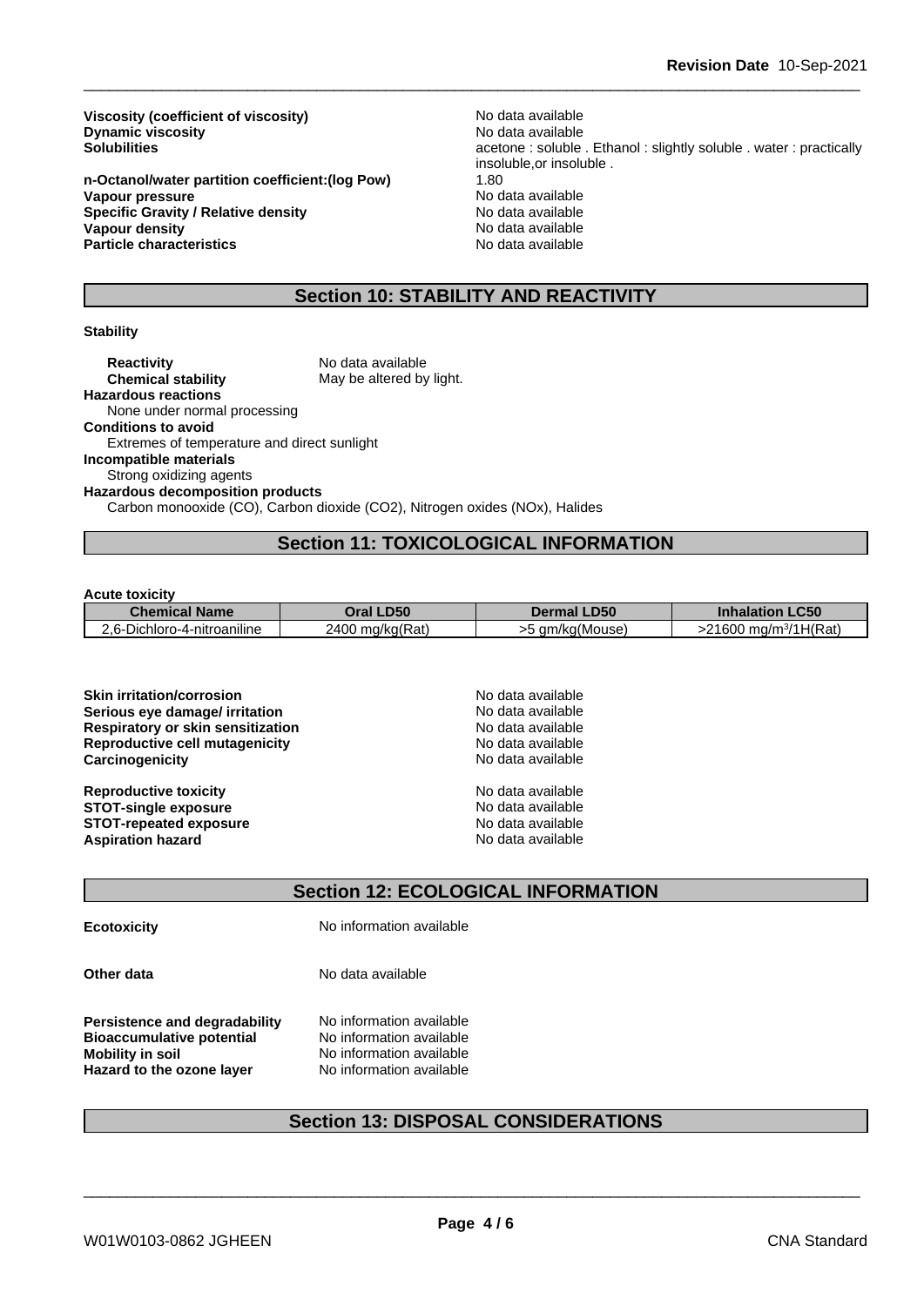**Viscosity (coefficient of viscosity)** No data available
**Dynamic viscosity** No data available
**Solubilities** acetone : soluble . Ethanol : slightly soluble . water : practically insoluble,or insoluble .
**n-Octanol/water partition coefficient:(log Pow)** 1.80
**Vapour pressure** No data available
**Specific Gravity / Relative density** No data available
**Vapour density** No data available
**Particle characteristics** No data available

## Section 10: STABILITY AND REACTIVITY

**Stability**

**Reactivity** No data available
**Chemical stability** May be altered by light.

**Hazardous reactions**
None under normal processing

**Conditions to avoid**
Extremes of temperature and direct sunlight

**Incompatible materials**
Strong oxidizing agents

**Hazardous decomposition products**
Carbon monooxide (CO), Carbon dioxide (CO2), Nitrogen oxides (NOx), Halides

## Section 11: TOXICOLOGICAL INFORMATION

**Acute toxicity**

| Chemical Name | Oral LD50 | Dermal LD50 | Inhalation LC50 |
| --- | --- | --- | --- |
| 2,6-Dichloro-4-nitroaniline | 2400 mg/kg(Rat) | >5 gm/kg(Mouse) | >21600 mg/m³/1H(Rat) |

**Skin irritation/corrosion** No data available
**Serious eye damage/ irritation** No data available
**Respiratory or skin sensitization** No data available
**Reproductive cell mutagenicity** No data available
**Carcinogenicity** No data available

**Reproductive toxicity** No data available
**STOT-single exposure** No data available
**STOT-repeated exposure** No data available
**Aspiration hazard** No data available

## Section 12: ECOLOGICAL INFORMATION

**Ecotoxicity** No information available

**Other data** No data available

**Persistence and degradability** No information available
**Bioaccumulative potential** No information available
**Mobility in soil** No information available
**Hazard to the ozone layer** No information available

## Section 13: DISPOSAL CONSIDERATIONS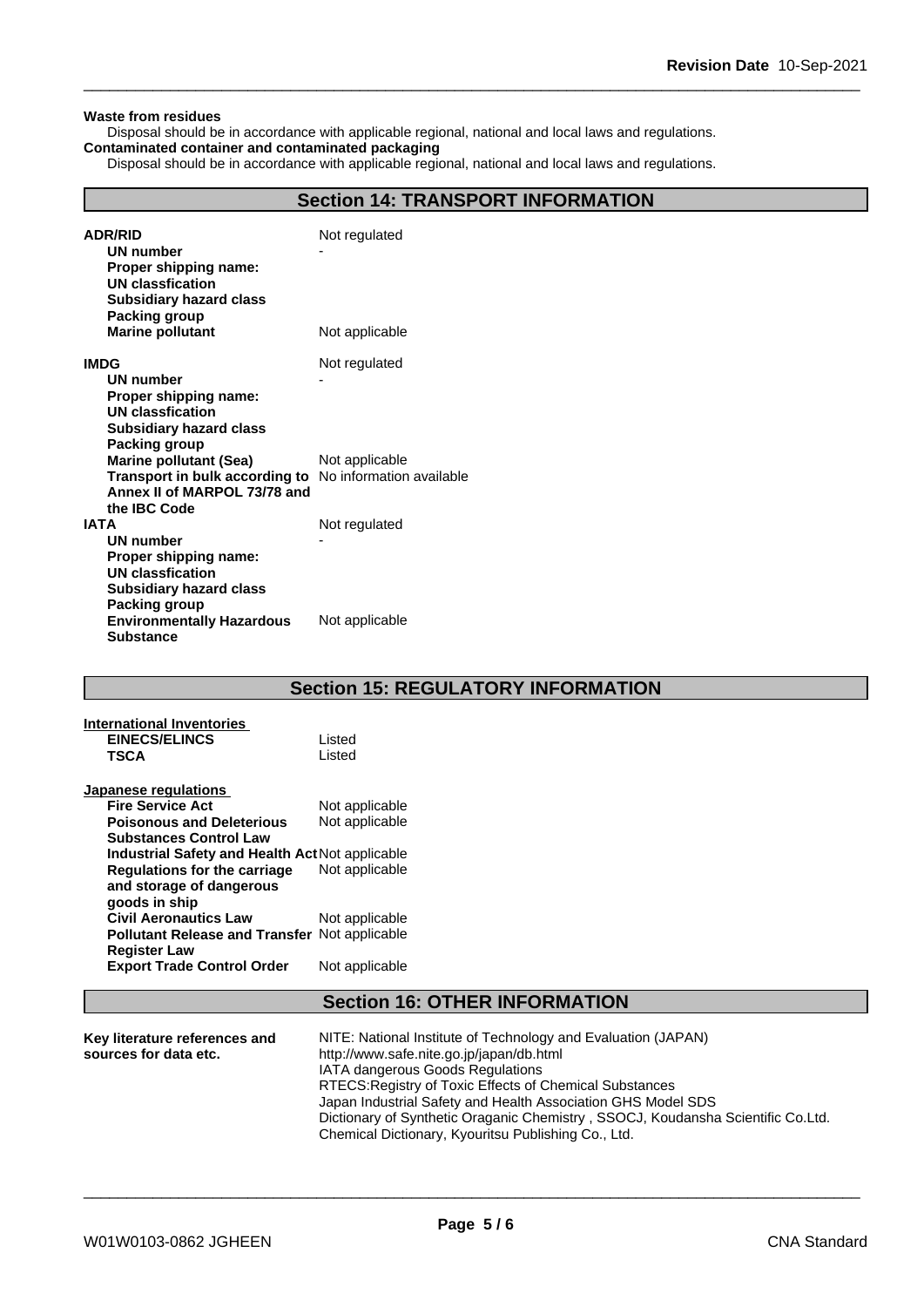**Waste from residues**

Disposal should be in accordance with applicable regional, national and local laws and regulations.

**Contaminated container and contaminated packaging**

Disposal should be in accordance with applicable regional, national and local laws and regulations.

## Section 14: TRANSPORT INFORMATION

| | |
|---|---|
| **ADR/RID** | Not regulated |
| **UN number** | - |
| **Proper shipping name:** | |
| **UN classfication** | |
| **Subsidiary hazard class** | |
| **Packing group** | |
| **Marine pollutant** | Not applicable |
| **IMDG** | Not regulated |
| **UN number** | - |
| **Proper shipping name:** | |
| **UN classfication** | |
| **Subsidiary hazard class** | |
| **Packing group** | |
| **Marine pollutant (Sea)** | Not applicable |
| **Transport in bulk according to Annex II of MARPOL 73/78 and the IBC Code** | No information available |
| **IATA** | Not regulated |
| **UN number** | - |
| **Proper shipping name:** | |
| **UN classfication** | |
| **Subsidiary hazard class** | |
| **Packing group** | |
| **Environmentally Hazardous Substance** | Not applicable |

## Section 15: REGULATORY INFORMATION

**International Inventories**

| | |
|---|---|
| **EINECS/ELINCS** | Listed |
| **TSCA** | Listed |

**Japanese regulations**

| | |
|---|---|
| **Fire Service Act** | Not applicable |
| **Poisonous and Deleterious Substances Control Law** | Not applicable |
| **Industrial Safety and Health Act** | Not applicable |
| **Regulations for the carriage and storage of dangerous goods in ship** | Not applicable |
| **Civil Aeronautics Law** | Not applicable |
| **Pollutant Release and Transfer Register Law** | Not applicable |
| **Export Trade Control Order** | Not applicable |

## Section 16: OTHER INFORMATION

**Key literature references and sources for data etc.**

NITE: National Institute of Technology and Evaluation (JAPAN)
http://www.safe.nite.go.jp/japan/db.html
IATA dangerous Goods Regulations
RTECS:Registry of Toxic Effects of Chemical Substances
Japan Industrial Safety and Health Association GHS Model SDS
Dictionary of Synthetic Oraganic Chemistry , SSOCJ, Koudansha Scientific Co.Ltd.
Chemical Dictionary, Kyouritsu Publishing Co., Ltd.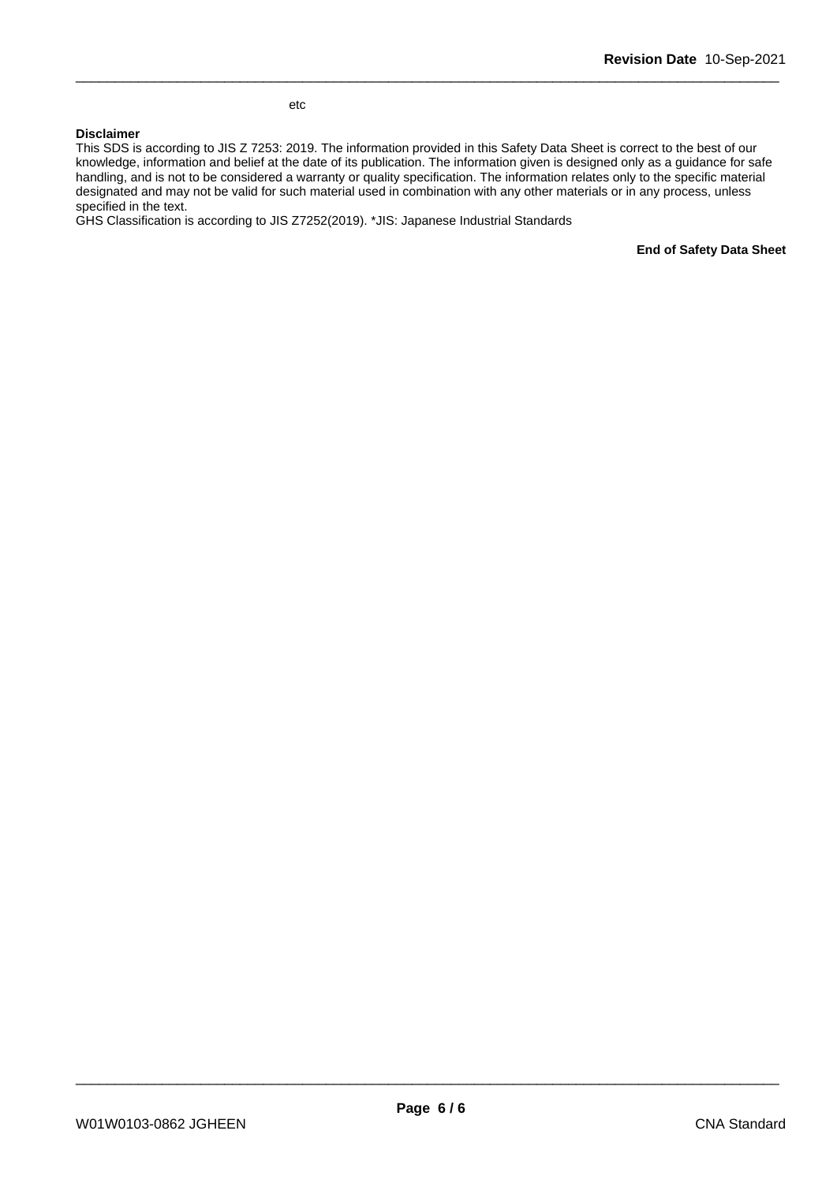etc

**Disclaimer**

This SDS is according to JIS Z 7253: 2019. The information provided in this Safety Data Sheet is correct to the best of our knowledge, information and belief at the date of its publication. The information given is designed only as a guidance for safe handling, and is not to be considered a warranty or quality specification. The information relates only to the specific material designated and may not be valid for such material used in combination with any other materials or in any process, unless specified in the text.

GHS Classification is according to JIS Z7252(2019). *JIS: Japanese Industrial Standards

**End of Safety Data Sheet**